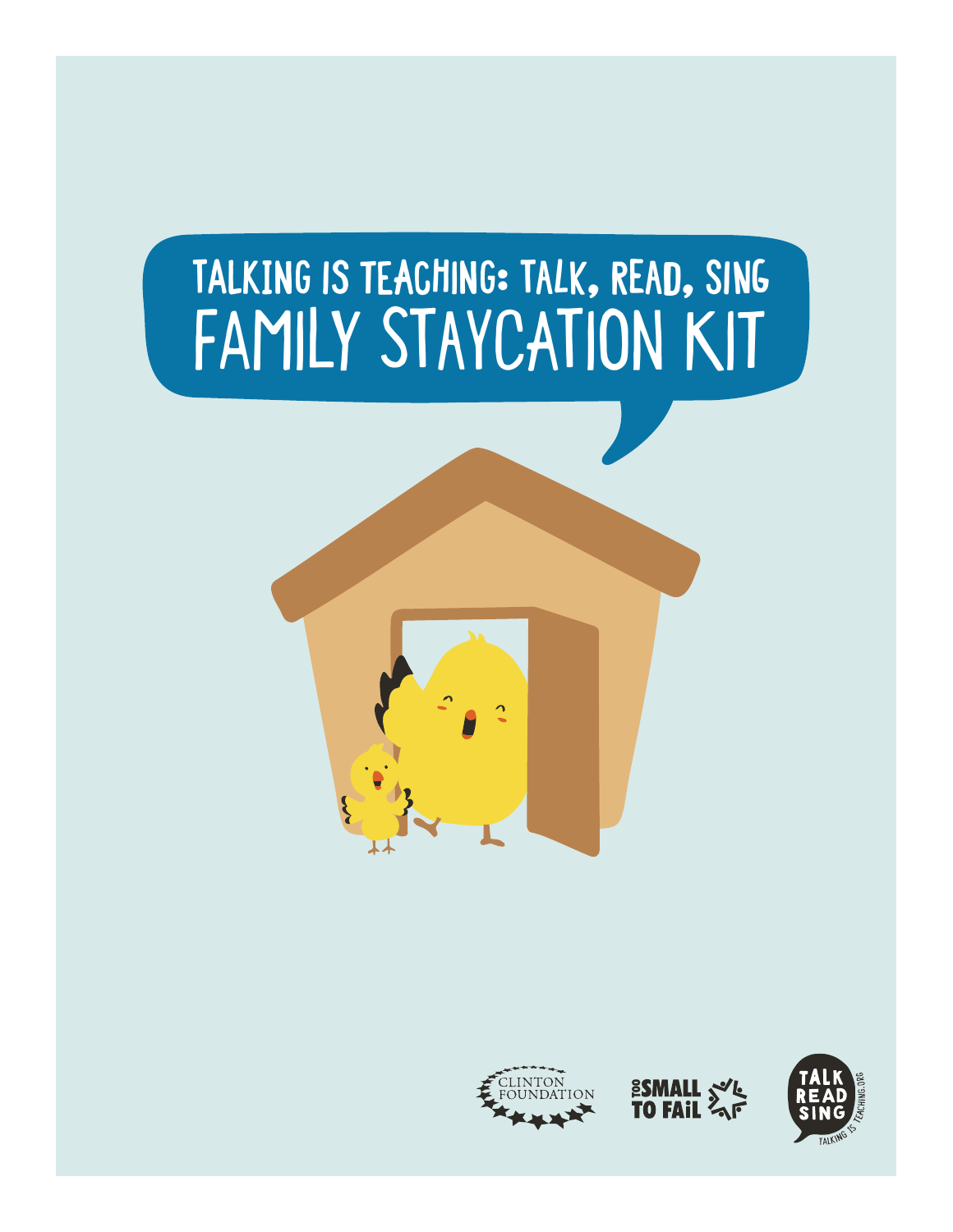# TALKING IS TEACHING: TALK, READ, SING
# FAMILY STAYCATION KIT

CLINTON FOUNDATION

TOO SMALL TO FAIL

TALK READ SING
TALKING IS TEACHING.ORG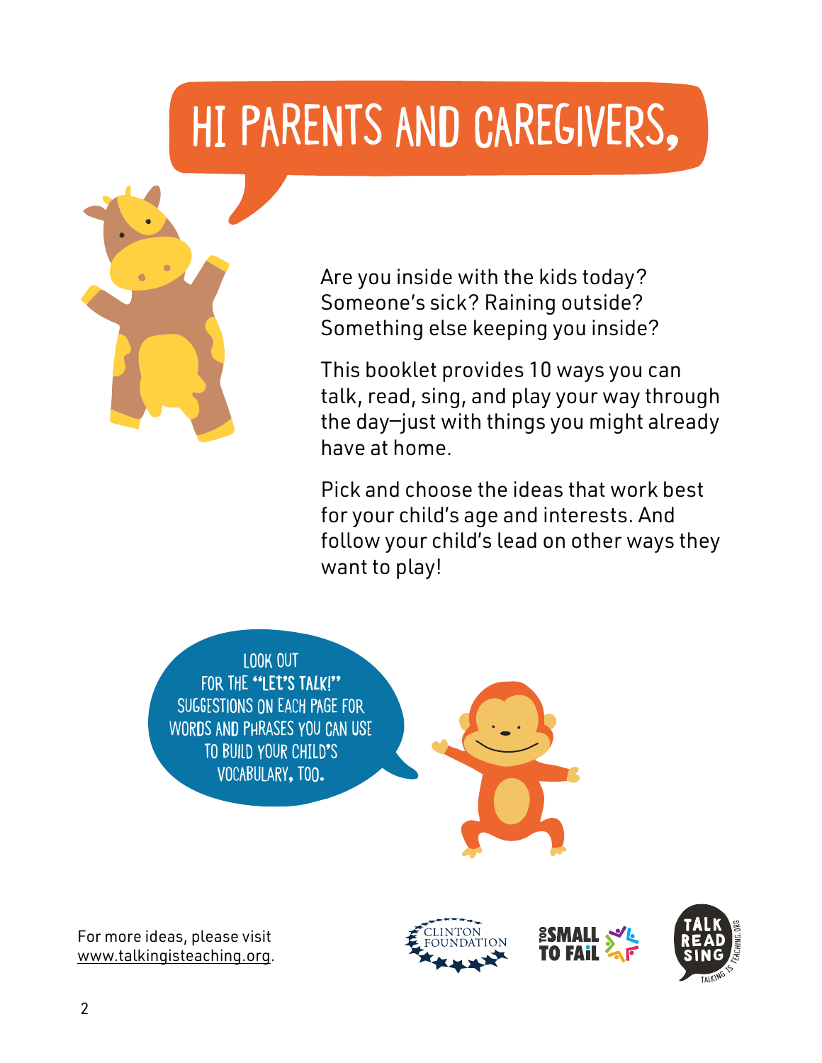# HI PARENTS AND CAREGIVERS,

Are you inside with the kids today? Someone's sick? Raining outside? Something else keeping you inside?

This booklet provides 10 ways you can talk, read, sing, and play your way through the day—just with things you might already have at home.

Pick and choose the ideas that work best for your child's age and interests. And follow your child's lead on other ways they want to play!

LOOK OUT FOR THE **"LET'S TALK!"** SUGGESTIONS ON EACH PAGE FOR WORDS AND PHRASES YOU CAN USE TO BUILD YOUR CHILD'S VOCABULARY, TOO.

For more ideas, please visit www.talkingisteaching.org.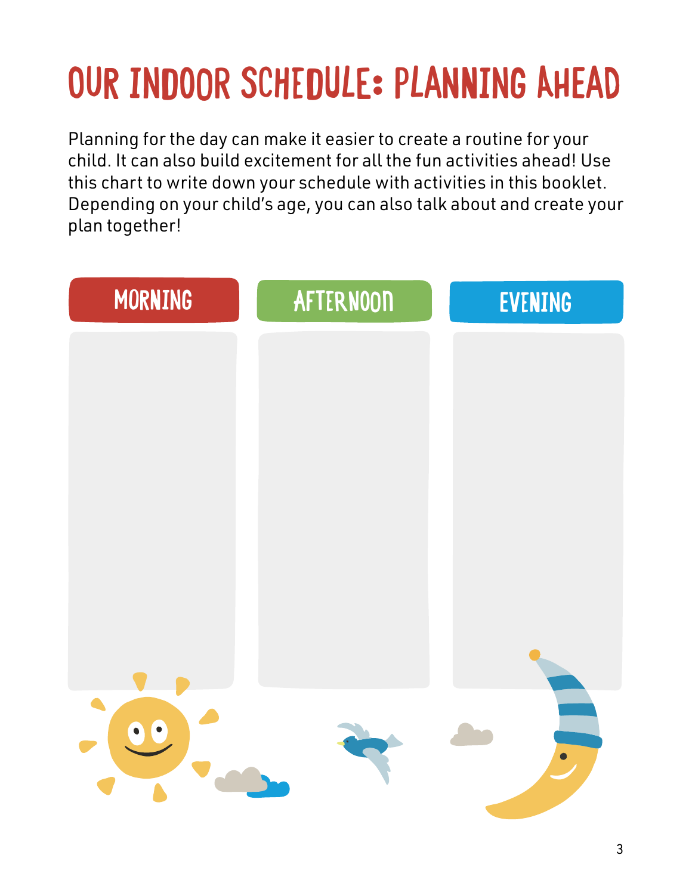# OUR INDOOR SCHEDULE: PLANNING AHEAD

Planning for the day can make it easier to create a routine for your child. It can also build excitement for all the fun activities ahead! Use this chart to write down your schedule with activities in this booklet. Depending on your child's age, you can also talk about and create your plan together!

| MORNING | AFTERNOON | EVENING |
| --- | --- | --- |
| | | |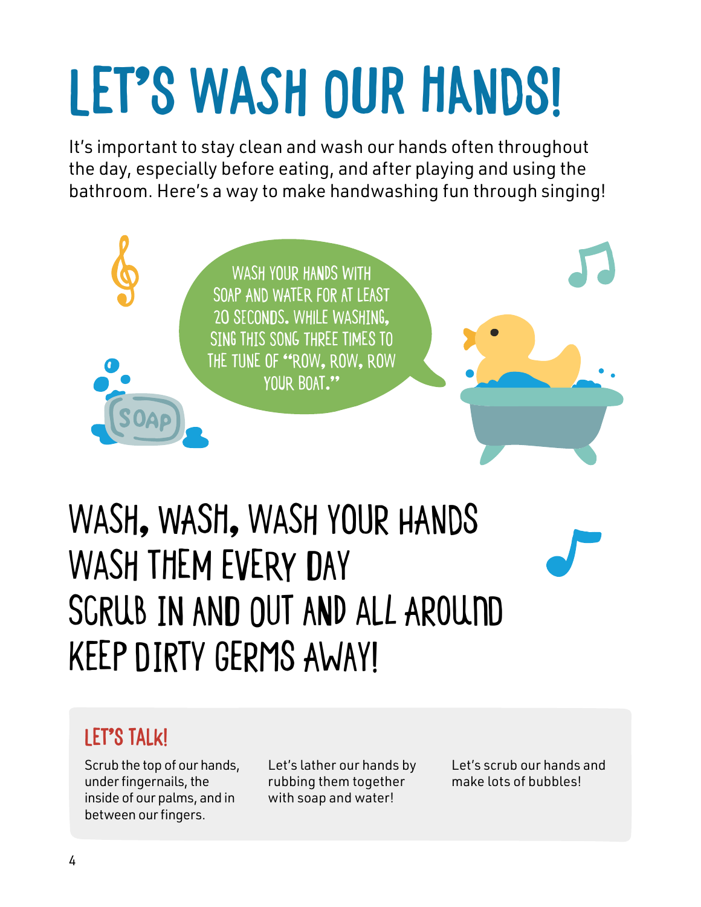# LET'S WASH OUR HANDS!

It's important to stay clean and wash our hands often throughout the day, especially before eating, and after playing and using the bathroom. Here's a way to make handwashing fun through singing!

WASH YOUR HANDS WITH SOAP AND WATER FOR AT LEAST 20 SECONDS. WHILE WASHING, SING THIS SONG THREE TIMES TO THE TUNE OF "ROW, ROW, ROW YOUR BOAT."

## WASH, WASH, WASH YOUR HANDS
## WASH THEM EVERY DAY
## SCRUB IN AND OUT AND ALL AROUND
## KEEP DIRTY GERMS AWAY!

### LET'S TALK!

Scrub the top of our hands, under fingernails, the inside of our palms, and in between our fingers.

Let's lather our hands by rubbing them together with soap and water!

Let's scrub our hands and make lots of bubbles!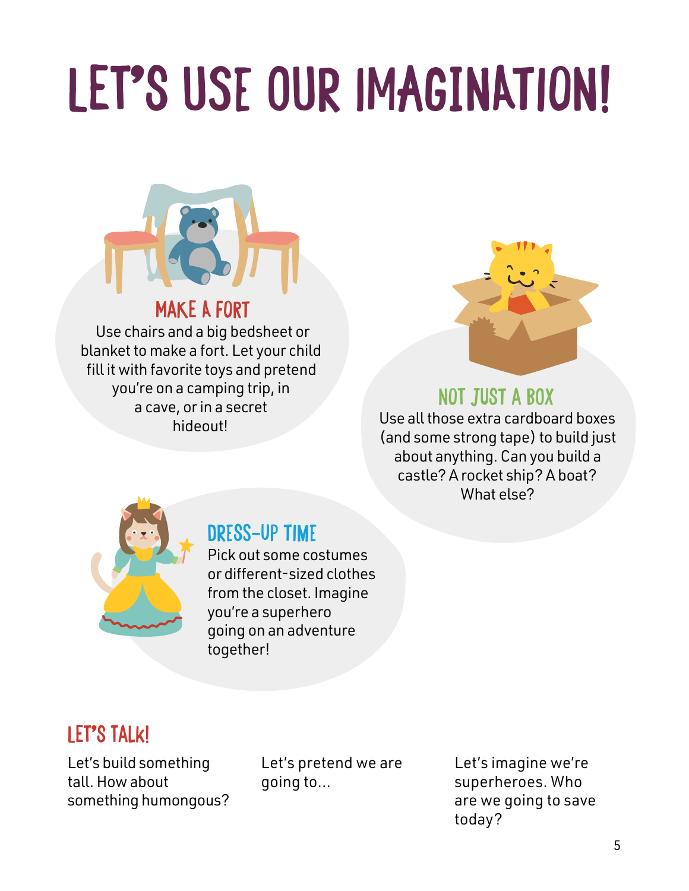# LET'S USE OUR IMAGINATION!

## MAKE A FORT

Use chairs and a big bedsheet or blanket to make a fort. Let your child fill it with favorite toys and pretend you're on a camping trip, in a cave, or in a secret hideout!

## NOT JUST A BOX

Use all those extra cardboard boxes (and some strong tape) to build just about anything. Can you build a castle? A rocket ship? A boat? What else?

## DRESS-UP TIME

Pick out some costumes or different-sized clothes from the closet. Imagine you're a superhero going on an adventure together!

## LET'S TALK!

Let's build something tall. How about something humongous?

Let's pretend we are going to...

Let's imagine we're superheroes. Who are we going to save today?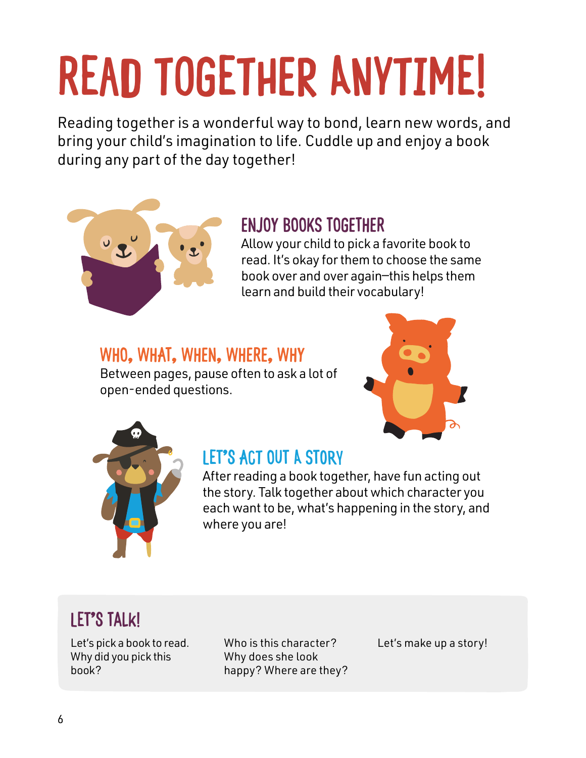# READ TOGETHER ANYTIME!

Reading together is a wonderful way to bond, learn new words, and bring your child's imagination to life. Cuddle up and enjoy a book during any part of the day together!

## ENJOY BOOKS TOGETHER

Allow your child to pick a favorite book to read. It's okay for them to choose the same book over and over again—this helps them learn and build their vocabulary!

## WHO, WHAT, WHEN, WHERE, WHY

Between pages, pause often to ask a lot of open-ended questions.

## LET'S ACT OUT A STORY

After reading a book together, have fun acting out the story. Talk together about which character you each want to be, what's happening in the story, and where you are!

## LET'S TALK!

Let's pick a book to read. Why did you pick this book?

Who is this character? Why does she look happy? Where are they?

Let's make up a story!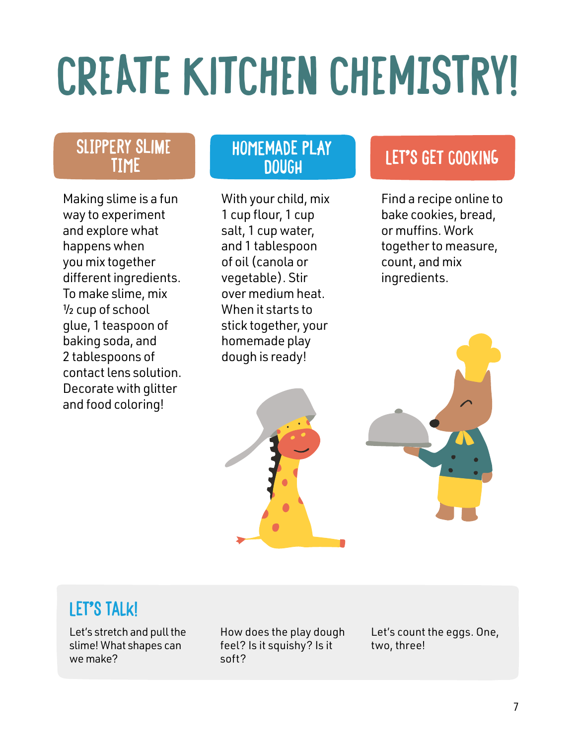# CREATE KITCHEN CHEMISTRY!

## SLIPPERY SLIME TIME

Making slime is a fun way to experiment and explore what happens when you mix together different ingredients. To make slime, mix ½ cup of school glue, 1 teaspoon of baking soda, and 2 tablespoons of contact lens solution. Decorate with glitter and food coloring!

## HOMEMADE PLAY DOUGH

With your child, mix 1 cup flour, 1 cup salt, 1 cup water, and 1 tablespoon of oil (canola or vegetable). Stir over medium heat. When it starts to stick together, your homemade play dough is ready!

## LET'S GET COOKING

Find a recipe online to bake cookies, bread, or muffins. Work together to measure, count, and mix ingredients.

### LET'S TALK!

Let's stretch and pull the slime! What shapes can we make?

How does the play dough feel? Is it squishy? Is it soft?

Let's count the eggs. One, two, three!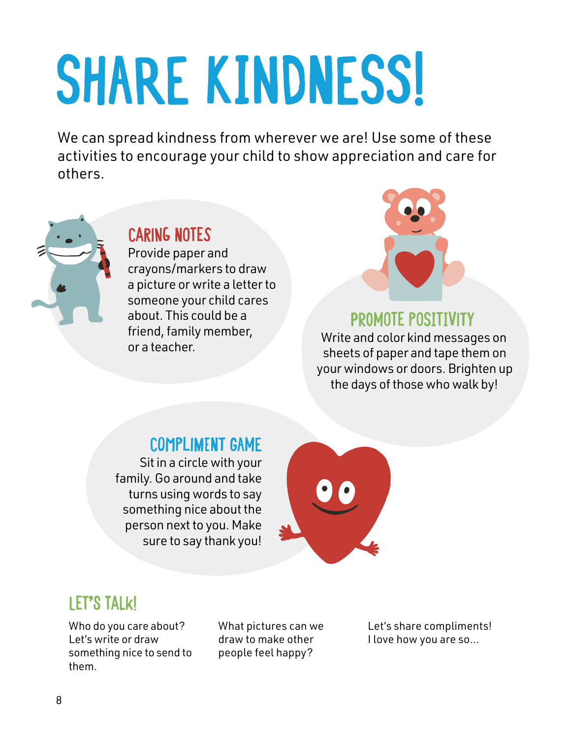# SHARE KINDNESS!

We can spread kindness from wherever we are! Use some of these activities to encourage your child to show appreciation and care for others.

## CARING NOTES

Provide paper and crayons/markers to draw a picture or write a letter to someone your child cares about. This could be a friend, family member, or a teacher.

## PROMOTE POSITIVITY

Write and color kind messages on sheets of paper and tape them on your windows or doors. Brighten up the days of those who walk by!

## COMPLIMENT GAME

Sit in a circle with your family. Go around and take turns using words to say something nice about the person next to you. Make sure to say thank you!

## LET'S TALK!

Who do you care about? Let's write or draw something nice to send to them.

What pictures can we draw to make other people feel happy?

Let's share compliments! I love how you are so...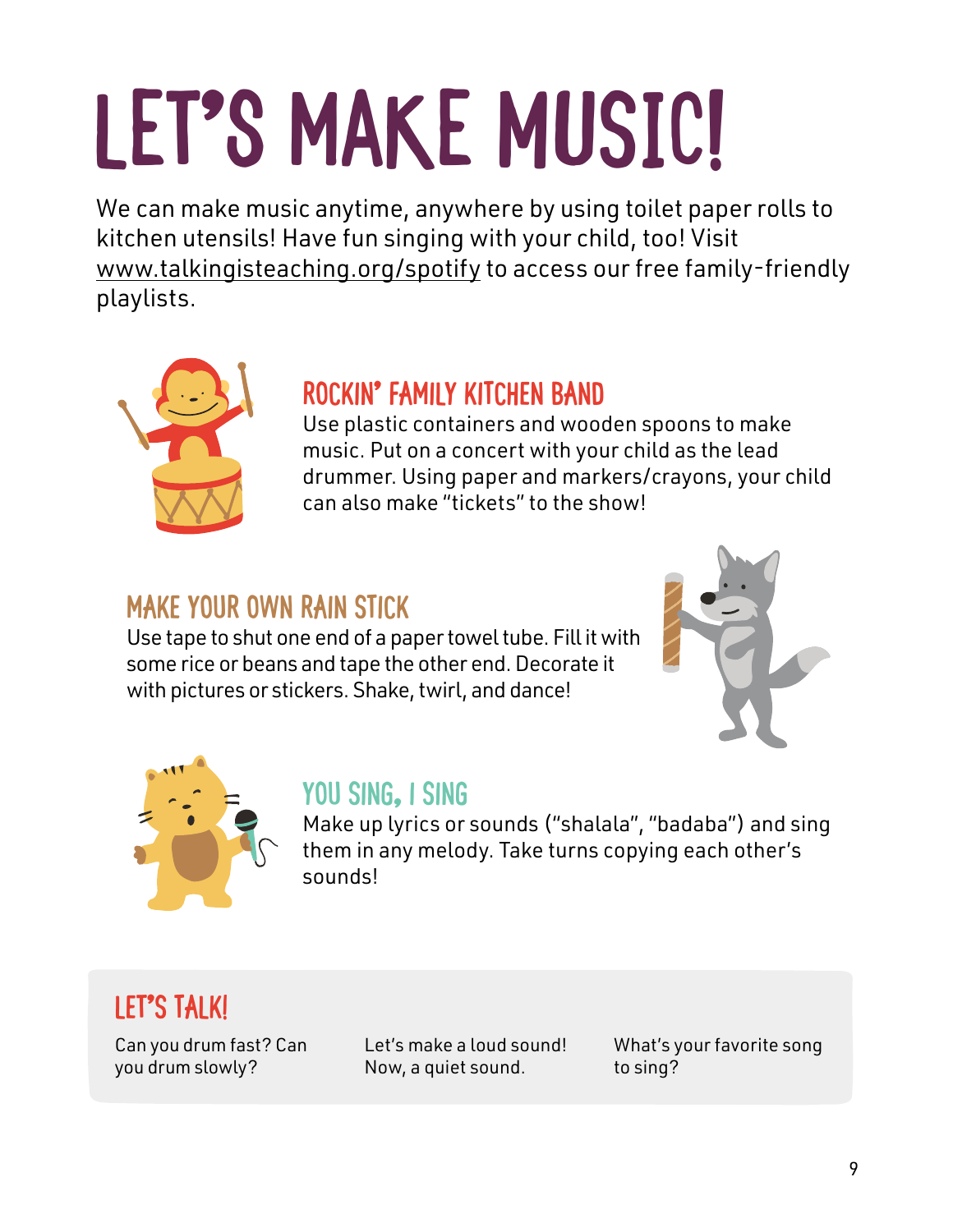# LET'S MAKE MUSIC!

We can make music anytime, anywhere by using toilet paper rolls to kitchen utensils! Have fun singing with your child, too! Visit www.talkingisteaching.org/spotify to access our free family-friendly playlists.

## ROCKIN' FAMILY KITCHEN BAND

Use plastic containers and wooden spoons to make music. Put on a concert with your child as the lead drummer. Using paper and markers/crayons, your child can also make "tickets" to the show!

## MAKE YOUR OWN RAIN STICK

Use tape to shut one end of a paper towel tube. Fill it with some rice or beans and tape the other end. Decorate it with pictures or stickers. Shake, twirl, and dance!

## YOU SING, I SING

Make up lyrics or sounds ("shalala", "badaba") and sing them in any melody. Take turns copying each other's sounds!

## LET'S TALK!

Can you drum fast? Can you drum slowly?

Let's make a loud sound! Now, a quiet sound.

What's your favorite song to sing?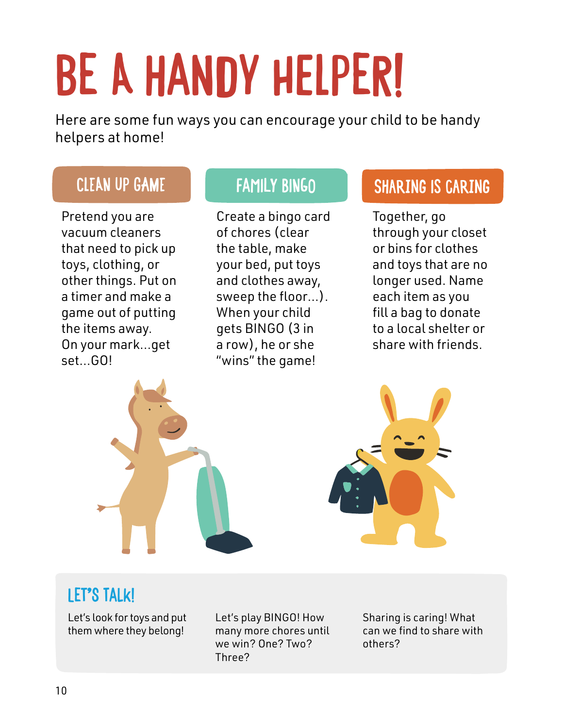# BE A HANDY HELPER!

Here are some fun ways you can encourage your child to be handy helpers at home!

## CLEAN UP GAME

Pretend you are vacuum cleaners that need to pick up toys, clothing, or other things. Put on a timer and make a game out of putting the items away. On your mark...get set...GO!

## FAMILY BINGO

Create a bingo card of chores (clear the table, make your bed, put toys and clothes away, sweep the floor...). When your child gets BINGO (3 in a row), he or she "wins" the game!

## SHARING IS CARING

Together, go through your closet or bins for clothes and toys that are no longer used. Name each item as you fill a bag to donate to a local shelter or share with friends.

## LET'S TALK!

Let's look for toys and put them where they belong!

Let's play BINGO! How many more chores until we win? One? Two? Three?

Sharing is caring! What can we find to share with others?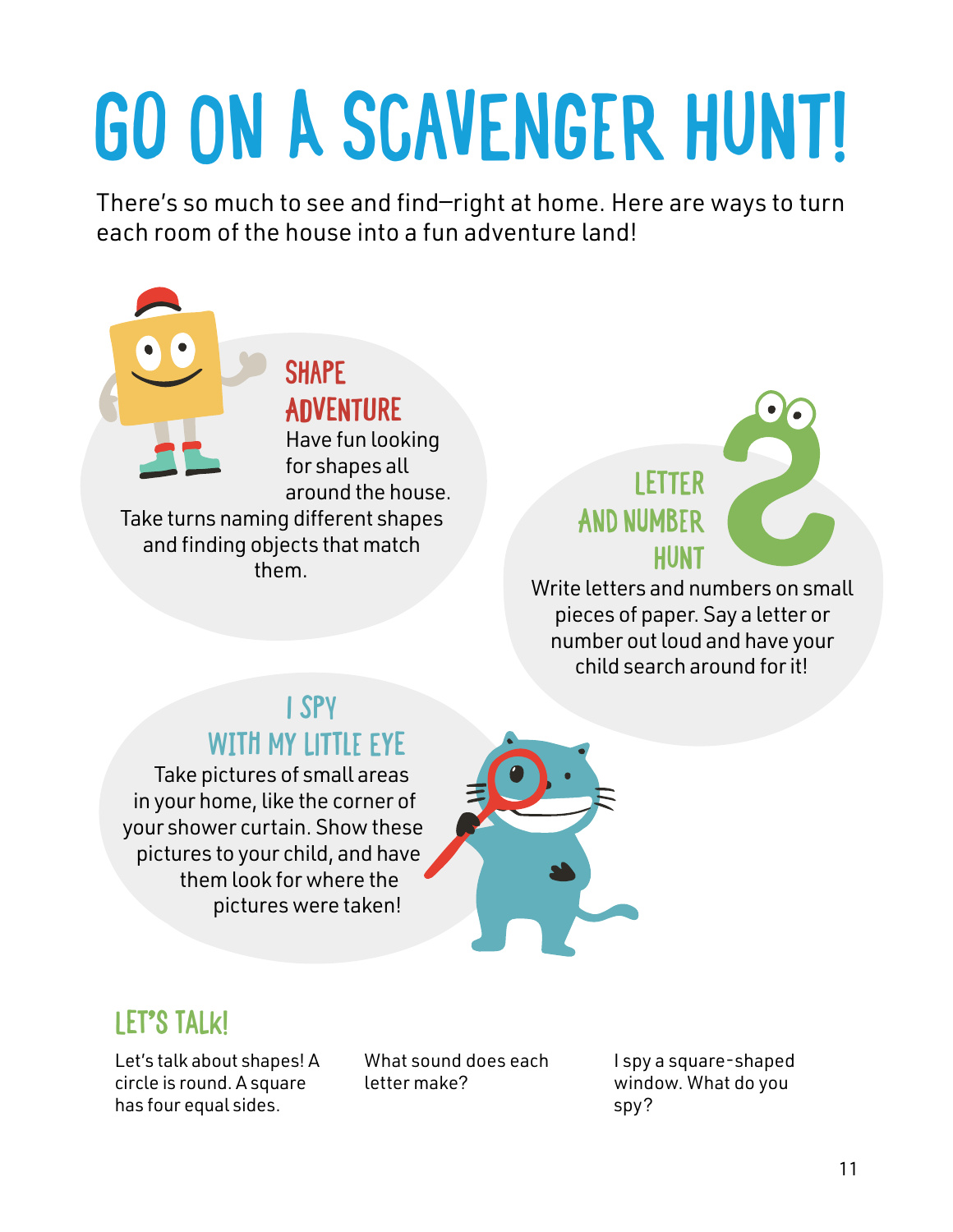# GO ON A SCAVENGER HUNT!

There's so much to see and find—right at home. Here are ways to turn each room of the house into a fun adventure land!

## SHAPE ADVENTURE

Have fun looking for shapes all around the house. Take turns naming different shapes and finding objects that match them.

## LETTER AND NUMBER HUNT

Write letters and numbers on small pieces of paper. Say a letter or number out loud and have your child search around for it!

## I SPY WITH MY LITTLE EYE

Take pictures of small areas in your home, like the corner of your shower curtain. Show these pictures to your child, and have them look for where the pictures were taken!

## LET'S TALK!

Let's talk about shapes! A circle is round. A square has four equal sides.

What sound does each letter make?

I spy a square-shaped window. What do you spy?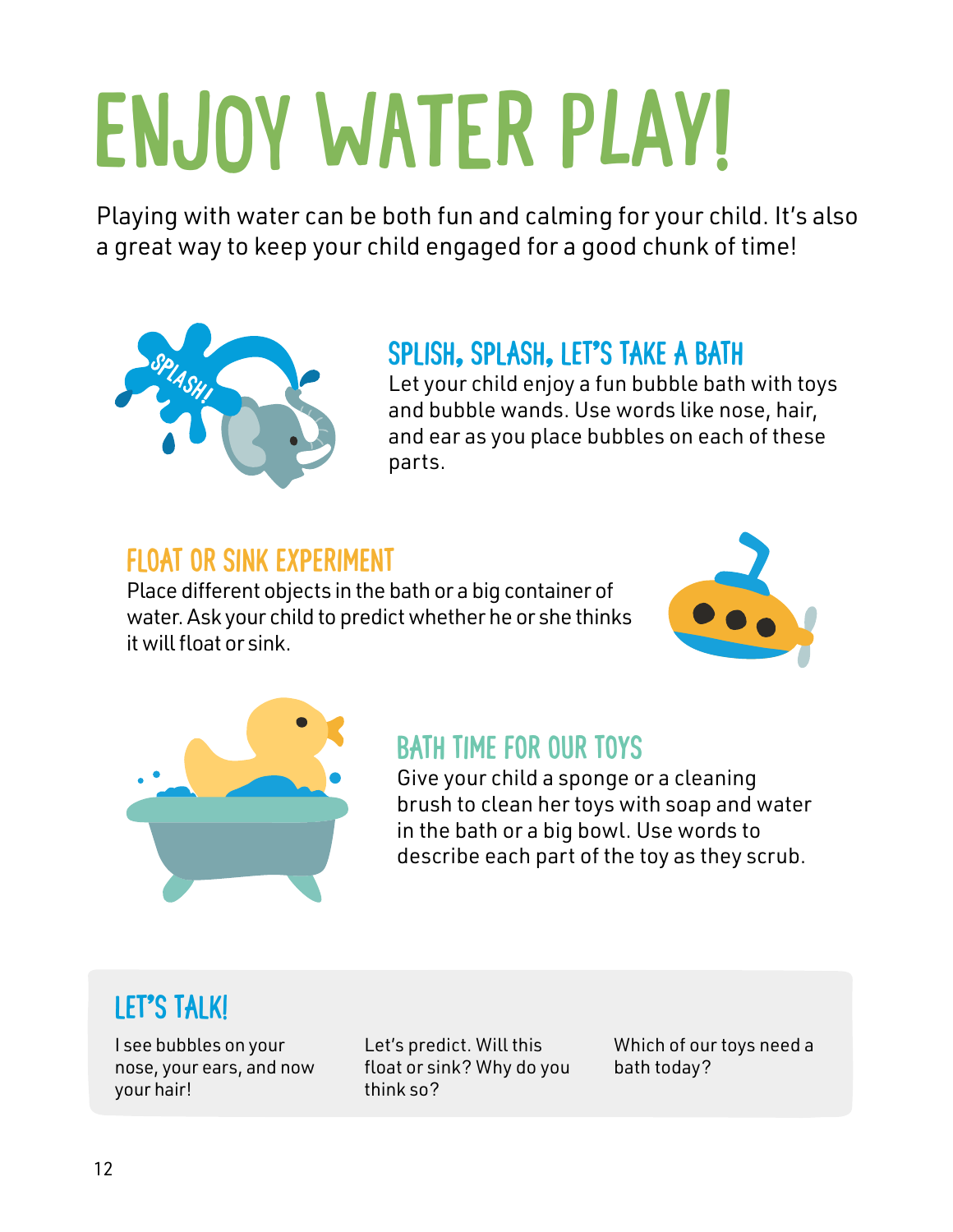# ENJOY WATER PLAY!

Playing with water can be both fun and calming for your child. It's also a great way to keep your child engaged for a good chunk of time!

## SPLISH, SPLASH, LET'S TAKE A BATH

Let your child enjoy a fun bubble bath with toys and bubble wands. Use words like nose, hair, and ear as you place bubbles on each of these parts.

## FLOAT OR SINK EXPERIMENT

Place different objects in the bath or a big container of water. Ask your child to predict whether he or she thinks it will float or sink.

## BATH TIME FOR OUR TOYS

Give your child a sponge or a cleaning brush to clean her toys with soap and water in the bath or a big bowl. Use words to describe each part of the toy as they scrub.

## LET'S TALK!

I see bubbles on your nose, your ears, and now your hair!

Let's predict. Will this float or sink? Why do you think so?

Which of our toys need a bath today?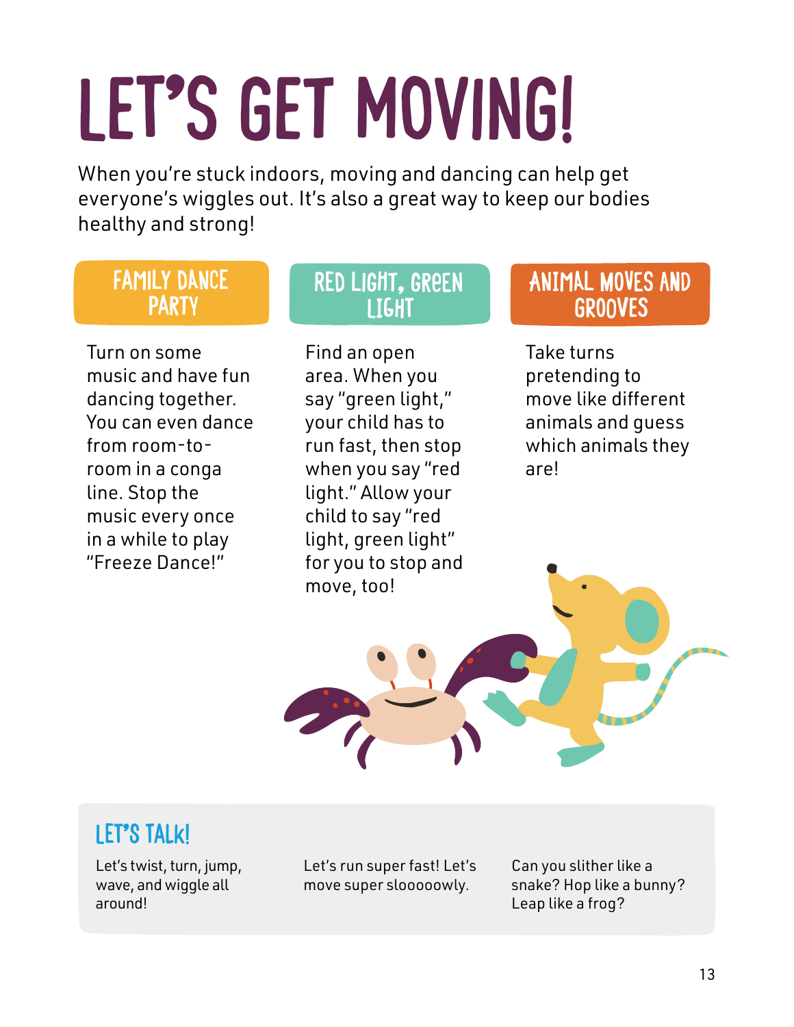# LET'S GET MOVING!

When you're stuck indoors, moving and dancing can help get everyone's wiggles out. It's also a great way to keep our bodies healthy and strong!

## FAMILY DANCE PARTY

Turn on some music and have fun dancing together. You can even dance from room-to-room in a conga line. Stop the music every once in a while to play "Freeze Dance!"

## RED LIGHT, GREEN LIGHT

Find an open area. When you say "green light," your child has to run fast, then stop when you say "red light." Allow your child to say "red light, green light" for you to stop and move, too!

## ANIMAL MOVES AND GROOVES

Take turns pretending to move like different animals and guess which animals they are!

## LET'S TALK!

Let's twist, turn, jump, wave, and wiggle all around!

Let's run super fast! Let's move super slooooowly.

Can you slither like a snake? Hop like a bunny? Leap like a frog?